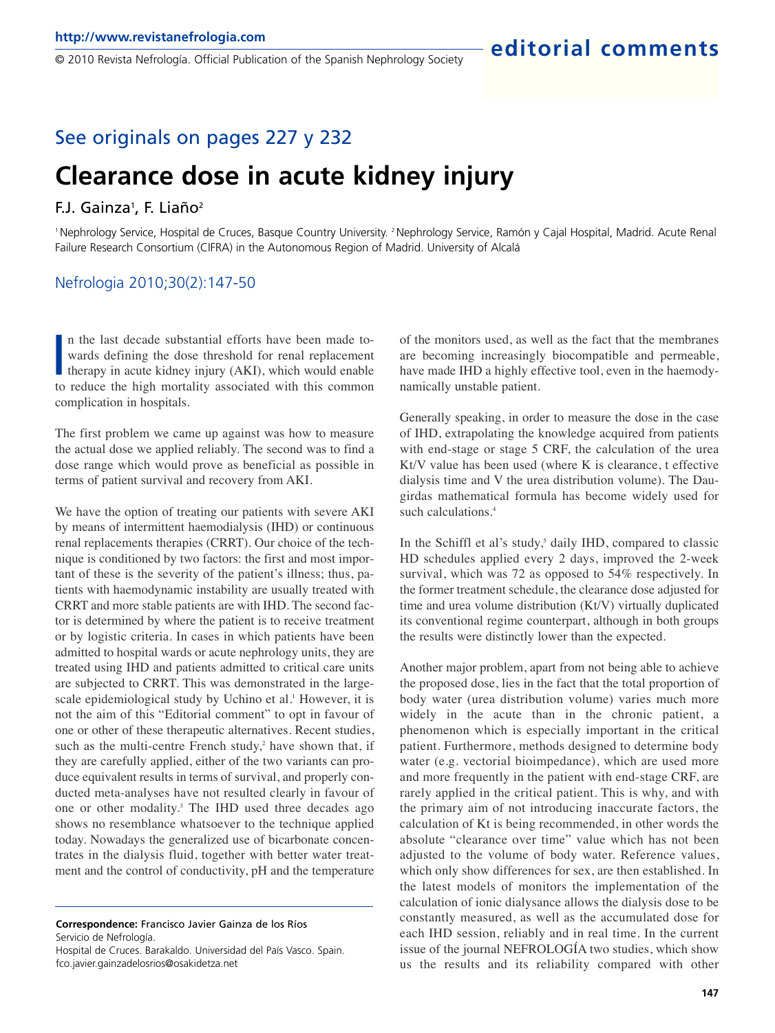editorial comments

See originals on pages 227 y 232

# Clearance dose in acute kidney injury

F.J. Gainza[1], F. Liaño[2]

[1] Nephrology Service, Hospital de Cruces, Basque Country University. [2] Nephrology Service, Ramón y Cajal Hospital, Madrid. Acute Renal Failure Research Consortium (CIFRA) in the Autonomous Region of Madrid. University of Alcalá

Nefrologia 2010;30(2):147-50

In the last decade substantial efforts have been made towards defining the dose threshold for renal replacement therapy in acute kidney injury (AKI), which would enable to reduce the high mortality associated with this common complication in hospitals.

The first problem we came up against was how to measure the actual dose we applied reliably. The second was to find a dose range which would prove as beneficial as possible in terms of patient survival and recovery from AKI.

We have the option of treating our patients with severe AKI by means of intermittent haemodialysis (IHD) or continuous renal replacements therapies (CRRT). Our choice of the technique is conditioned by two factors: the first and most important of these is the severity of the patient's illness; thus, patients with haemodynamic instability are usually treated with CRRT and more stable patients are with IHD. The second factor is determined by where the patient is to receive treatment or by logistic criteria. In cases in which patients have been admitted to hospital wards or acute nephrology units, they are treated using IHD and patients admitted to critical care units are subjected to CRRT. This was demonstrated in the large-scale epidemiological study by Uchino et al.[1] However, it is not the aim of this "Editorial comment" to opt in favour of one or other of these therapeutic alternatives. Recent studies, such as the multi-centre French study,[2] have shown that, if they are carefully applied, either of the two variants can produce equivalent results in terms of survival, and properly conducted meta-analyses have not resulted clearly in favour of one or other modality.[3] The IHD used three decades ago shows no resemblance whatsoever to the technique applied today. Nowadays the generalized use of bicarbonate concentrates in the dialysis fluid, together with better water treatment and the control of conductivity, pH and the temperature of the monitors used, as well as the fact that the membranes are becoming increasingly biocompatible and permeable, have made IHD a highly effective tool, even in the haemodynamically unstable patient.

Generally speaking, in order to measure the dose in the case of IHD, extrapolating the knowledge acquired from patients with end-stage or stage 5 CRF, the calculation of the urea Kt/V value has been used (where K is clearance, t effective dialysis time and V the urea distribution volume). The Daugirdas mathematical formula has become widely used for such calculations.[4]

In the Schiffl et al's study,[5] daily IHD, compared to classic HD schedules applied every 2 days, improved the 2-week survival, which was 72 as opposed to 54% respectively. In the former treatment schedule, the clearance dose adjusted for time and urea volume distribution (Kt/V) virtually duplicated its conventional regime counterpart, although in both groups the results were distinctly lower than the expected.

Another major problem, apart from not being able to achieve the proposed dose, lies in the fact that the total proportion of body water (urea distribution volume) varies much more widely in the acute than in the chronic patient, a phenomenon which is especially important in the critical patient. Furthermore, methods designed to determine body water (e.g. vectorial bioimpedance), which are used more and more frequently in the patient with end-stage CRF, are rarely applied in the critical patient. This is why, and with the primary aim of not introducing inaccurate factors, the calculation of Kt is being recommended, in other words the absolute "clearance over time" value which has not been adjusted to the volume of body water. Reference values, which only show differences for sex, are then established. In the latest models of monitors the implementation of the calculation of ionic dialysance allows the dialysis dose to be constantly measured, as well as the accumulated dose for each IHD session, reliably and in real time. In the current issue of the journal NEFROLOGÍA two studies, which show us the results and its reliability compared with other

**Correspondence:** Francisco Javier Gainza de los Ríos
Servicio de Nefrología.
Hospital de Cruces. Barakaldo. Universidad del País Vasco. Spain.
fco.javier.gainzadelosrios@osakidetza.net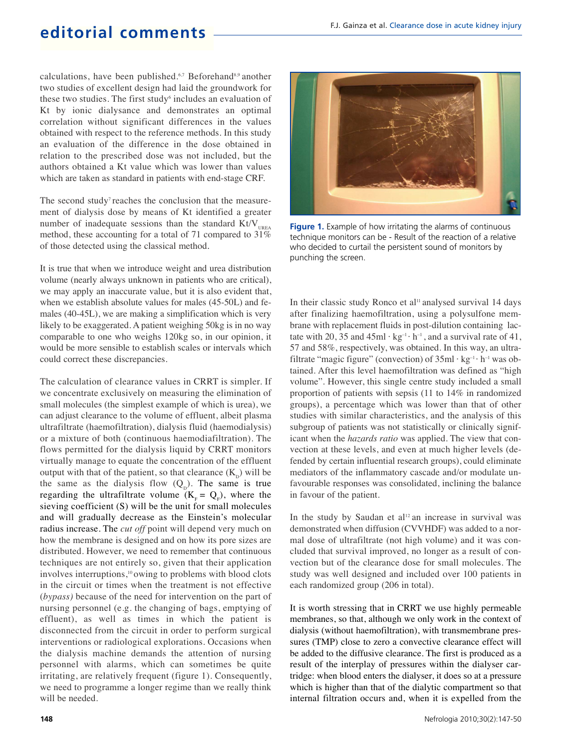calculations, have been published.[6,7] Beforehand[8,9] another two studies of excellent design had laid the groundwork for these two studies. The first study[6] includes an evaluation of Kt by ionic dialysance and demonstrates an optimal correlation without significant differences in the values obtained with respect to the reference methods. In this study an evaluation of the difference in the dose obtained in relation to the prescribed dose was not included, but the authors obtained a Kt value which was lower than values which are taken as standard in patients with end-stage CRF.

The second study[7] reaches the conclusion that the measurement of dialysis dose by means of Kt identified a greater number of inadequate sessions than the standard $Kt/V_{UREA}$ method, these accounting for a total of 71 compared to 31% of those detected using the classical method.

It is true that when we introduce weight and urea distribution volume (nearly always unknown in patients who are critical), we may apply an inaccurate value, but it is also evident that, when we establish absolute values for males (45-50L) and females (40-45L), we are making a simplification which is very likely to be exaggerated. A patient weighing 50kg is in no way comparable to one who weighs 120kg so, in our opinion, it would be more sensible to establish scales or intervals which could correct these discrepancies.

The calculation of clearance values in CRRT is simpler. If we concentrate exclusively on measuring the elimination of small molecules (the simplest example of which is urea), we can adjust clearance to the volume of effluent, albeit plasma ultrafiltrate (haemofiltration), dialysis fluid (haemodialysis) or a mixture of both (continuous haemodiafiltration). The flows permitted for the dialysis liquid by CRRT monitors virtually manage to equate the concentration of the effluent output with that of the patient, so that clearance ($K_D$) will be the same as the dialysis flow ($Q_D$). The same is true regarding the ultrafiltrate volume ($K_F = Q_F$), where the sieving coefficient (S) will be the unit for small molecules and will gradually decrease as the Einstein's molecular radius increase. The *cut off* point will depend very much on how the membrane is designed and on how its pore sizes are distributed. However, we need to remember that continuous techniques are not entirely so, given that their application involves interruptions,[10] owing to problems with blood clots in the circuit or times when the treatment is not effective (*bypass)* because of the need for intervention on the part of nursing personnel (e.g. the changing of bags, emptying of effluent), as well as times in which the patient is disconnected from the circuit in order to perform surgical interventions or radiological explorations. Occasions when the dialysis machine demands the attention of nursing personnel with alarms, which can sometimes be quite irritating, are relatively frequent (figure 1). Consequently, we need to programme a longer regime than we really think will be needed.

**Figure 1.** Example of how irritating the alarms of continuous technique monitors can be - Result of the reaction of a relative who decided to curtail the persistent sound of monitors by punching the screen.

In their classic study Ronco et al[11] analysed survival 14 days after finalizing haemofiltration, using a polysulfone membrane with replacement fluids in post-dilution containing lactate with 20, 35 and $45 ml \cdot kg^{-1} \cdot h^{-1}$, and a survival rate of 41, 57 and 58%, respectively, was obtained. In this way, an ultrafiltrate "magic figure" (convection) of $35 ml \cdot kg^{-1} \cdot h^{-1}$ was obtained. After this level haemofiltration was defined as "high volume". However, this single centre study included a small proportion of patients with sepsis (11 to 14% in randomized groups), a percentage which was lower than that of other studies with similar characteristics, and the analysis of this subgroup of patients was not statistically or clinically significant when the *hazards ratio* was applied. The view that convection at these levels, and even at much higher levels (defended by certain influential research groups), could eliminate mediators of the inflammatory cascade and/or modulate unfavourable responses was consolidated, inclining the balance in favour of the patient.

In the study by Saudan et al[12] an increase in survival was demonstrated when diffusion (CVVHDF) was added to a normal dose of ultrafiltrate (not high volume) and it was concluded that survival improved, no longer as a result of convection but of the clearance dose for small molecules. The study was well designed and included over 100 patients in each randomized group (206 in total).

It is worth stressing that in CRRT we use highly permeable membranes, so that, although we only work in the context of dialysis (without haemofiltration), with transmembrane pressures (TMP) close to zero a convective clearance effect will be added to the diffusive clearance. The first is produced as a result of the interplay of pressures within the dialyser cartridge: when blood enters the dialyser, it does so at a pressure which is higher than that of the dialytic compartment so that internal filtration occurs and, when it is expelled from the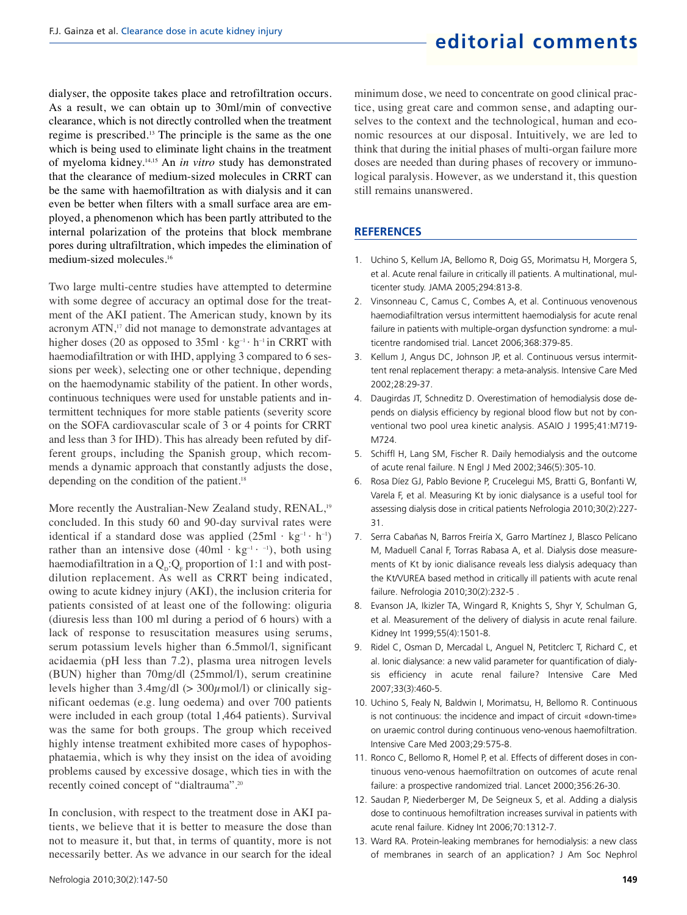dialyser, the opposite takes place and retrofiltration occurs. As a result, we can obtain up to 30ml/min of convective clearance, which is not directly controlled when the treatment regime is prescribed.[13] The principle is the same as the one which is being used to eliminate light chains in the treatment of myeloma kidney.[14,15] An *in vitro* study has demonstrated that the clearance of medium-sized molecules in CRRT can be the same with haemofiltration as with dialysis and it can even be better when filters with a small surface area are employed, a phenomenon which has been partly attributed to the internal polarization of the proteins that block membrane pores during ultrafiltration, which impedes the elimination of medium-sized molecules.[16]

Two large multi-centre studies have attempted to determine with some degree of accuracy an optimal dose for the treatment of the AKI patient. The American study, known by its acronym ATN,[17] did not manage to demonstrate advantages at higher doses (20 as opposed to $35 ml \cdot kg^{-1} \cdot h^{-1}$ in CRRT with haemodiafiltration or with IHD, applying 3 compared to 6 sessions per week), selecting one or other technique, depending on the haemodynamic stability of the patient. In other words, continuous techniques were used for unstable patients and intermittent techniques for more stable patients (severity score on the SOFA cardiovascular scale of 3 or 4 points for CRRT and less than 3 for IHD). This has already been refuted by different groups, including the Spanish group, which recommends a dynamic approach that constantly adjusts the dose, depending on the condition of the patient.[18]

More recently the Australian-New Zealand study, RENAL,[19] concluded. In this study 60 and 90-day survival rates were identical if a standard dose was applied ($25 ml \cdot kg^{-1} \cdot h^{-1}$) rather than an intensive dose ($40 ml \cdot kg^{-1} \cdot {}^{-1}$), both using haemodiafiltration in a $Q_D$:$Q_F$ proportion of 1:1 and with post-dilution replacement. As well as CRRT being indicated, owing to acute kidney injury (AKI), the inclusion criteria for patients consisted of at least one of the following: oliguria (diuresis less than 100 ml during a period of 6 hours) with a lack of response to resuscitation measures using serums, serum potassium levels higher than 6.5mmol/l, significant acidaemia (pH less than 7.2), plasma urea nitrogen levels (BUN) higher than 70mg/dl (25mmol/l), serum creatinine levels higher than 3.4mg/dl (> 300$\mu$mol/l) or clinically significant oedemas (e.g. lung oedema) and over 700 patients were included in each group (total 1,464 patients). Survival was the same for both groups. The group which received highly intense treatment exhibited more cases of hypophosphataemia, which is why they insist on the idea of avoiding problems caused by excessive dosage, which ties in with the recently coined concept of "dialtrauma".[20]

In conclusion, with respect to the treatment dose in AKI patients, we believe that it is better to measure the dose than not to measure it, but that, in terms of quantity, more is not necessarily better. As we advance in our search for the ideal minimum dose, we need to concentrate on good clinical practice, using great care and common sense, and adapting ourselves to the context and the technological, human and economic resources at our disposal. Intuitively, we are led to think that during the initial phases of multi-organ failure more doses are needed than during phases of recovery or immunological paralysis. However, as we understand it, this question still remains unanswered.

## REFERENCES

1. Uchino S, Kellum JA, Bellomo R, Doig GS, Morimatsu H, Morgera S, et al. Acute renal failure in critically ill patients. A multinational, multicenter study. JAMA 2005;294:813-8.
2. Vinsonneau C, Camus C, Combes A, et al. Continuous venovenous haemodiafiltration versus intermittent haemodialysis for acute renal failure in patients with multiple-organ dysfunction syndrome: a multicentre randomised trial. Lancet 2006;368:379-85.
3. Kellum J, Angus DC, Johnson JP, et al. Continuous versus intermittent renal replacement therapy: a meta-analysis. Intensive Care Med 2002;28:29-37.
4. Daugirdas JT, Schneditz D. Overestimation of hemodialysis dose depends on dialysis efficiency by regional blood flow but not by conventional two pool urea kinetic analysis. ASAIO J 1995;41:M719-M724.
5. Schiffl H, Lang SM, Fischer R. Daily hemodialysis and the outcome of acute renal failure. N Engl J Med 2002;346(5):305-10.
6. Rosa Díez GJ, Pablo Bevione P, Crucelegui MS, Bratti G, Bonfanti W, Varela F, et al. Measuring Kt by ionic dialysance is a useful tool for assessing dialysis dose in critical patients Nefrologia 2010;30(2):227-31.
7. Serra Cabañas N, Barros Freiría X, Garro Martínez J, Blasco Pelícano M, Maduell Canal F, Torras Rabasa A, et al. Dialysis dose measurements of Kt by ionic dialisance reveals less dialysis adequacy than the Kt/VUREA based method in critically ill patients with acute renal failure. Nefrologia 2010;30(2):232-5 .
8. Evanson JA, Ikizler TA, Wingard R, Knights S, Shyr Y, Schulman G, et al. Measurement of the delivery of dialysis in acute renal failure. Kidney Int 1999;55(4):1501-8.
9. Ridel C, Osman D, Mercadal L, Anguel N, Petitclerc T, Richard C, et al. Ionic dialysance: a new valid parameter for quantification of dialysis efficiency in acute renal failure? Intensive Care Med 2007;33(3):460-5.
10. Uchino S, Fealy N, Baldwin I, Morimatsu, H, Bellomo R. Continuous is not continuous: the incidence and impact of circuit «down-time» on uraemic control during continuous veno-venous haemofiltration. Intensive Care Med 2003;29:575-8.
11. Ronco C, Bellomo R, Homel P, et al. Effects of different doses in continuous veno-venous haemofiltration on outcomes of acute renal failure: a prospective randomized trial. Lancet 2000;356:26-30.
12. Saudan P, Niederberger M, De Seigneux S, et al. Adding a dialysis dose to continuous hemofiltration increases survival in patients with acute renal failure. Kidney Int 2006;70:1312-7.
13. Ward RA. Protein-leaking membranes for hemodialysis: a new class of membranes in search of an application? J Am Soc Nephrol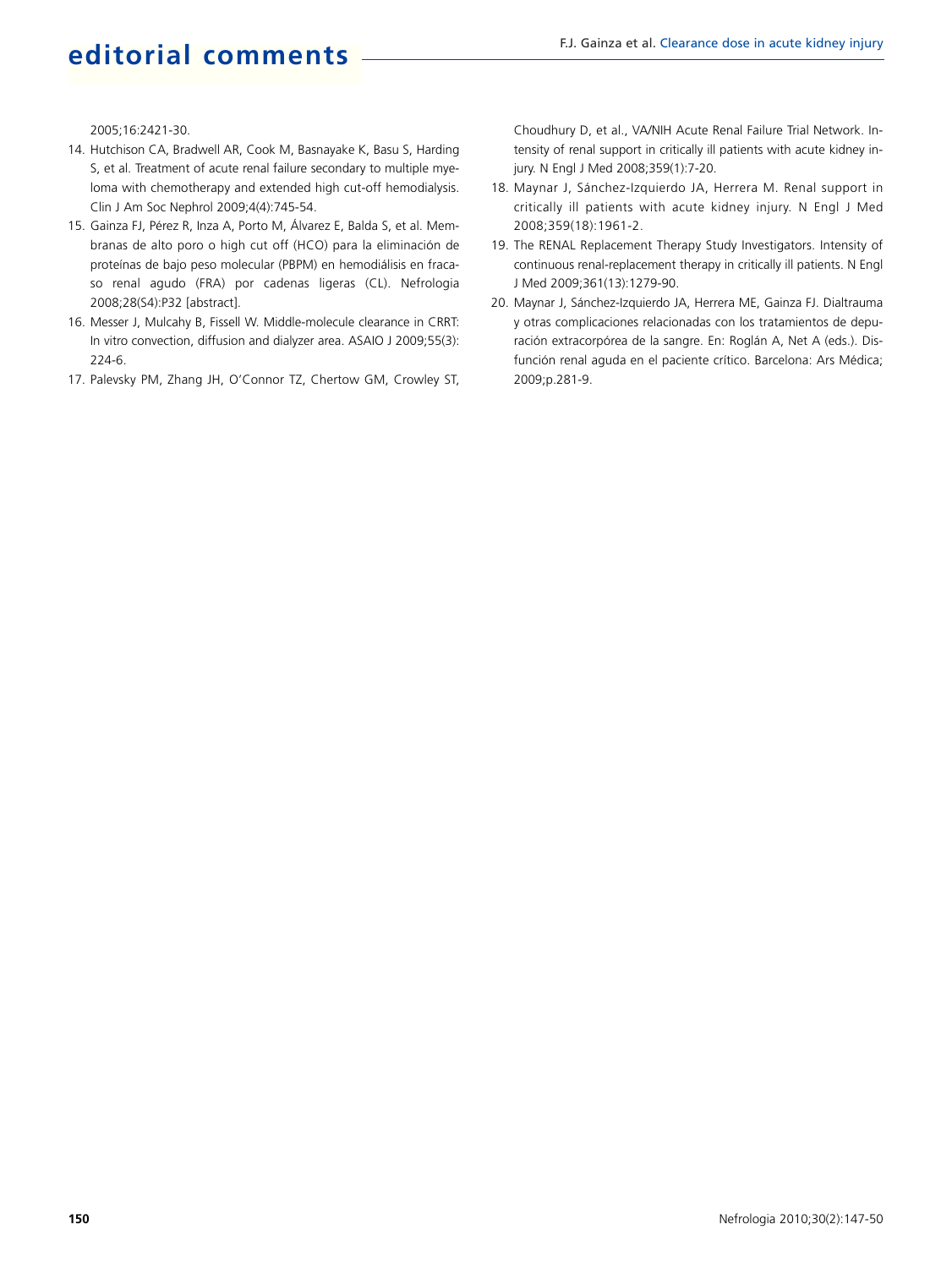2005;16:2421-30.

14. Hutchison CA, Bradwell AR, Cook M, Basnayake K, Basu S, Harding S, et al. Treatment of acute renal failure secondary to multiple myeloma with chemotherapy and extended high cut-off hemodialysis. Clin J Am Soc Nephrol 2009;4(4):745-54.
15. Gainza FJ, Pérez R, Inza A, Porto M, Álvarez E, Balda S, et al. Membranas de alto poro o high cut off (HCO) para la eliminación de proteínas de bajo peso molecular (PBPM) en hemodiálisis en fracaso renal agudo (FRA) por cadenas ligeras (CL). Nefrologia 2008;28(S4):P32 [abstract].
16. Messer J, Mulcahy B, Fissell W. Middle-molecule clearance in CRRT: In vitro convection, diffusion and dialyzer area. ASAIO J 2009;55(3): 224-6.
17. Palevsky PM, Zhang JH, O'Connor TZ, Chertow GM, Crowley ST, Choudhury D, et al., VA/NIH Acute Renal Failure Trial Network. Intensity of renal support in critically ill patients with acute kidney injury. N Engl J Med 2008;359(1):7-20.
18. Maynar J, Sánchez-Izquierdo JA, Herrera M. Renal support in critically ill patients with acute kidney injury. N Engl J Med 2008;359(18):1961-2.
19. The RENAL Replacement Therapy Study Investigators. Intensity of continuous renal-replacement therapy in critically ill patients. N Engl J Med 2009;361(13):1279-90.
20. Maynar J, Sánchez-Izquierdo JA, Herrera ME, Gainza FJ. Dialtrauma y otras complicaciones relacionadas con los tratamientos de depuración extracorpórea de la sangre. En: Roglán A, Net A (eds.). Disfunción renal aguda en el paciente crítico. Barcelona: Ars Médica; 2009;p.281-9.